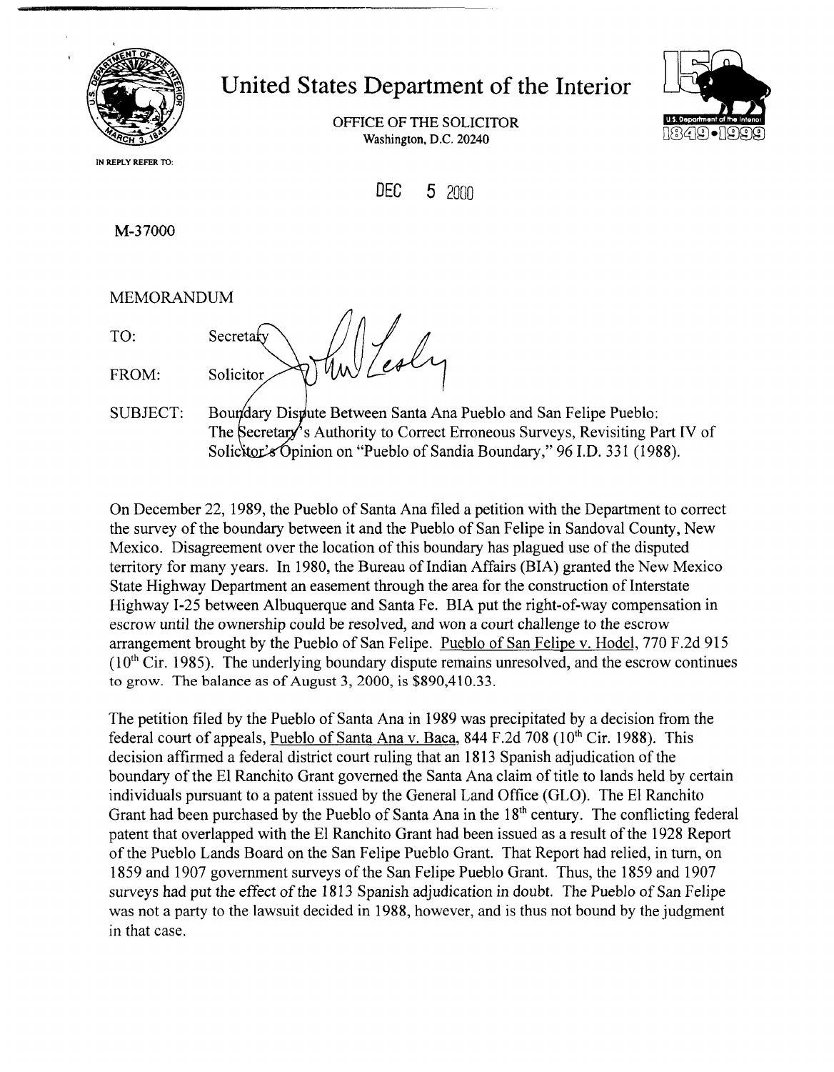# United States Department of the Interior

OFFICE OF THE SOLICITOR
Washington, D.C. 20240

IN REPLY REFER TO:

DEC 5 2000

M-37000

MEMORANDUM

TO: Secretary

FROM: Solicitor

SUBJECT: Boundary Dispute Between Santa Ana Pueblo and San Felipe Pueblo: The Secretary's Authority to Correct Erroneous Surveys, Revisiting Part IV of Solicitor's Opinion on "Pueblo of Sandia Boundary," 96 I.D. 331 (1988).

On December 22, 1989, the Pueblo of Santa Ana filed a petition with the Department to correct the survey of the boundary between it and the Pueblo of San Felipe in Sandoval County, New Mexico. Disagreement over the location of this boundary has plagued use of the disputed territory for many years. In 1980, the Bureau of Indian Affairs (BIA) granted the New Mexico State Highway Department an easement through the area for the construction of Interstate Highway I-25 between Albuquerque and Santa Fe. BIA put the right-of-way compensation in escrow until the ownership could be resolved, and won a court challenge to the escrow arrangement brought by the Pueblo of San Felipe. Pueblo of San Felipe v. Hodel, 770 F.2d 915 (10th Cir. 1985). The underlying boundary dispute remains unresolved, and the escrow continues to grow. The balance as of August 3, 2000, is $890,410.33.

The petition filed by the Pueblo of Santa Ana in 1989 was precipitated by a decision from the federal court of appeals, Pueblo of Santa Ana v. Baca, 844 F.2d 708 (10th Cir. 1988). This decision affirmed a federal district court ruling that an 1813 Spanish adjudication of the boundary of the El Ranchito Grant governed the Santa Ana claim of title to lands held by certain individuals pursuant to a patent issued by the General Land Office (GLO). The El Ranchito Grant had been purchased by the Pueblo of Santa Ana in the 18th century. The conflicting federal patent that overlapped with the El Ranchito Grant had been issued as a result of the 1928 Report of the Pueblo Lands Board on the San Felipe Pueblo Grant. That Report had relied, in turn, on 1859 and 1907 government surveys of the San Felipe Pueblo Grant. Thus, the 1859 and 1907 surveys had put the effect of the 1813 Spanish adjudication in doubt. The Pueblo of San Felipe was not a party to the lawsuit decided in 1988, however, and is thus not bound by the judgment in that case.